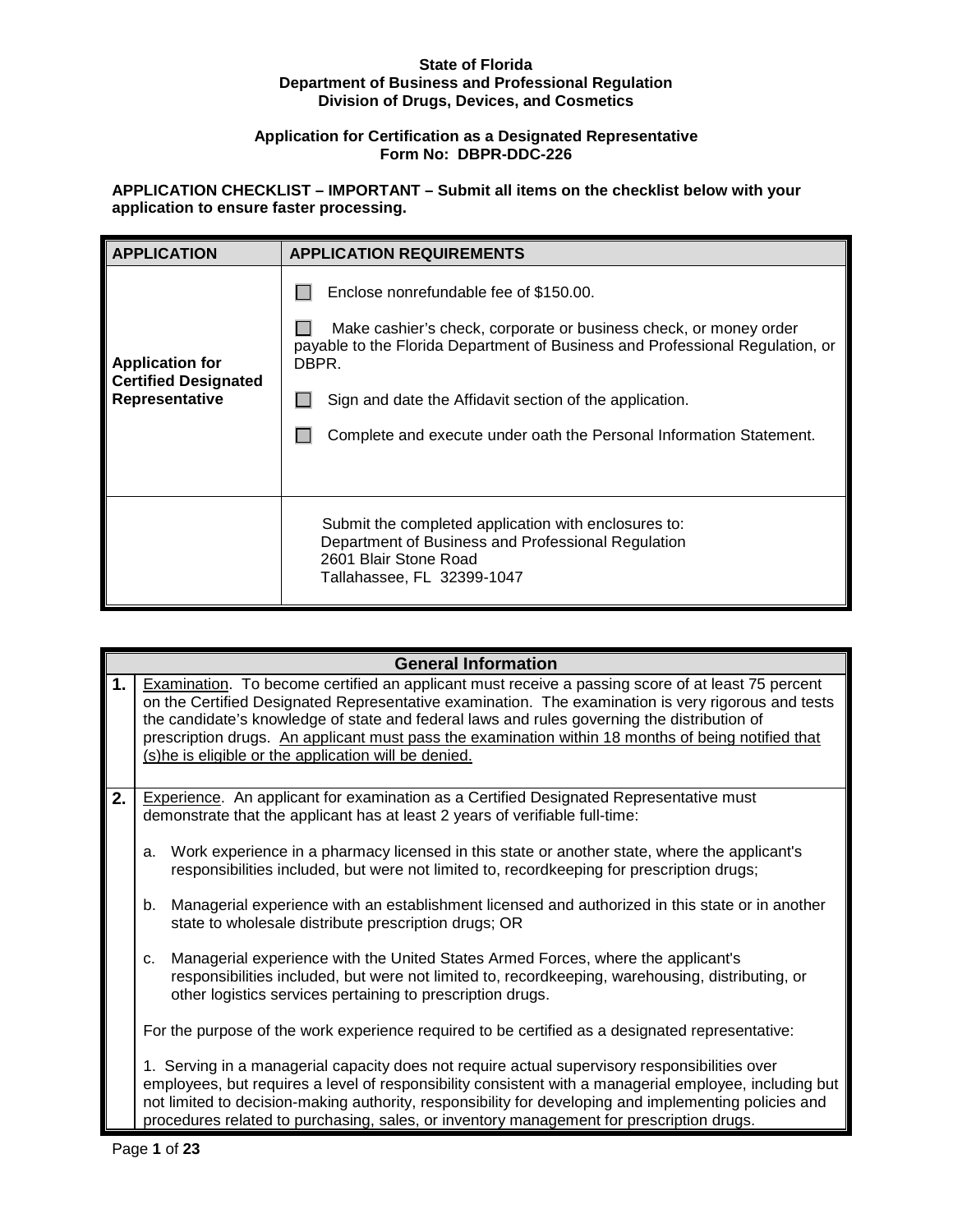**State of Florida**
**Department of Business and Professional Regulation**
**Division of Drugs, Devices, and Cosmetics**

**Application for Certification as a Designated Representative**
**Form No: DBPR-DDC-226**

**APPLICATION CHECKLIST – IMPORTANT – Submit all items on the checklist below with your application to ensure faster processing.**

| APPLICATION | APPLICATION REQUIREMENTS |
|---|---|
| **Application for Certified Designated Representative** | ☐ Enclose nonrefundable fee of $150.00.<br><br>☐ Make cashier's check, corporate or business check, or money order payable to the Florida Department of Business and Professional Regulation, or DBPR.<br><br>☐ Sign and date the Affidavit section of the application.<br><br>☐ Complete and execute under oath the Personal Information Statement. |
| | Submit the completed application with enclosures to:<br>Department of Business and Professional Regulation<br>2601 Blair Stone Road<br>Tallahassee, FL 32399-1047 |

| | **General Information** |
|---|---|
| **1.** | <u>Examination</u>. To become certified an applicant must receive a passing score of at least 75 percent on the Certified Designated Representative examination. The examination is very rigorous and tests the candidate's knowledge of state and federal laws and rules governing the distribution of prescription drugs. <u>An applicant must pass the examination within 18 months of being notified that (s)he is eligible or the application will be denied.</u> |
| **2.** | <u>Experience</u>. An applicant for examination as a Certified Designated Representative must demonstrate that the applicant has at least 2 years of verifiable full-time:<br><br>a. Work experience in a pharmacy licensed in this state or another state, where the applicant's responsibilities included, but were not limited to, recordkeeping for prescription drugs;<br><br>b. Managerial experience with an establishment licensed and authorized in this state or in another state to wholesale distribute prescription drugs; OR<br><br>c. Managerial experience with the United States Armed Forces, where the applicant's responsibilities included, but were not limited to, recordkeeping, warehousing, distributing, or other logistics services pertaining to prescription drugs.<br><br>For the purpose of the work experience required to be certified as a designated representative:<br><br>1. Serving in a managerial capacity does not require actual supervisory responsibilities over employees, but requires a level of responsibility consistent with a managerial employee, including but not limited to decision-making authority, responsibility for developing and implementing policies and procedures related to purchasing, sales, or inventory management for prescription drugs. |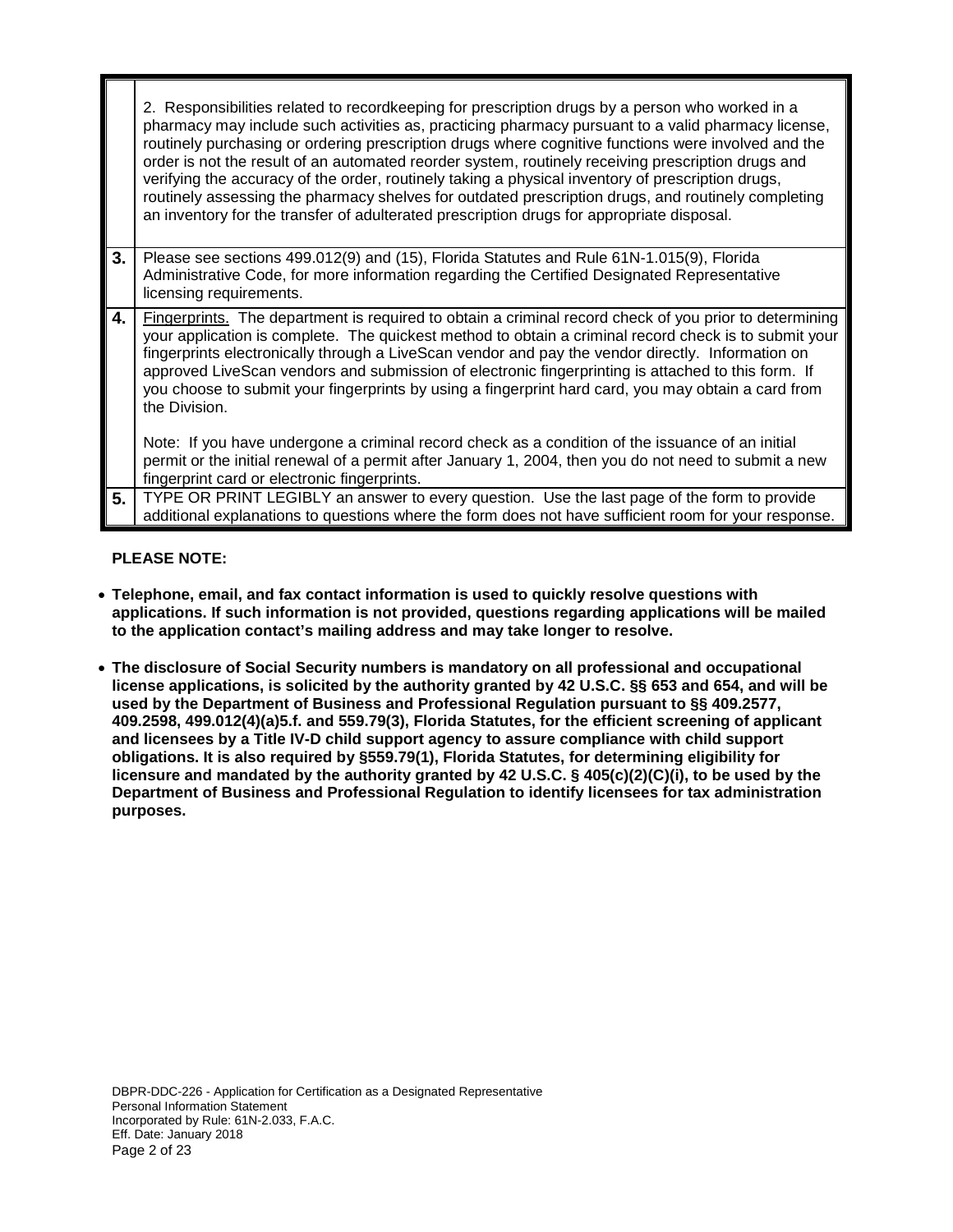| | |
|---|---|
| | 2. Responsibilities related to recordkeeping for prescription drugs by a person who worked in a pharmacy may include such activities as, practicing pharmacy pursuant to a valid pharmacy license, routinely purchasing or ordering prescription drugs where cognitive functions were involved and the order is not the result of an automated reorder system, routinely receiving prescription drugs and verifying the accuracy of the order, routinely taking a physical inventory of prescription drugs, routinely assessing the pharmacy shelves for outdated prescription drugs, and routinely completing an inventory for the transfer of adulterated prescription drugs for appropriate disposal. |
| **3.** | Please see sections 499.012(9) and (15), Florida Statutes and Rule 61N-1.015(9), Florida Administrative Code, for more information regarding the Certified Designated Representative licensing requirements. |
| **4.** | Fingerprints. The department is required to obtain a criminal record check of you prior to determining your application is complete. The quickest method to obtain a criminal record check is to submit your fingerprints electronically through a LiveScan vendor and pay the vendor directly. Information on approved LiveScan vendors and submission of electronic fingerprinting is attached to this form. If you choose to submit your fingerprints by using a fingerprint hard card, you may obtain a card from the Division.<br><br>Note: If you have undergone a criminal record check as a condition of the issuance of an initial permit or the initial renewal of a permit after January 1, 2004, then you do not need to submit a new fingerprint card or electronic fingerprints. |
| **5.** | TYPE OR PRINT LEGIBLY an answer to every question. Use the last page of the form to provide additional explanations to questions where the form does not have sufficient room for your response. |

**PLEASE NOTE:**

- **Telephone, email, and fax contact information is used to quickly resolve questions with applications. If such information is not provided, questions regarding applications will be mailed to the application contact's mailing address and may take longer to resolve.**
- **The disclosure of Social Security numbers is mandatory on all professional and occupational license applications, is solicited by the authority granted by 42 U.S.C. §§ 653 and 654, and will be used by the Department of Business and Professional Regulation pursuant to §§ 409.2577, 409.2598, 499.012(4)(a)5.f. and 559.79(3), Florida Statutes, for the efficient screening of applicant and licensees by a Title IV-D child support agency to assure compliance with child support obligations. It is also required by §559.79(1), Florida Statutes, for determining eligibility for licensure and mandated by the authority granted by 42 U.S.C. § 405(c)(2)(C)(i), to be used by the Department of Business and Professional Regulation to identify licensees for tax administration purposes.**

DBPR-DDC-226 - Application for Certification as a Designated Representative
Personal Information Statement
Incorporated by Rule: 61N-2.033, F.A.C.
Eff. Date: January 2018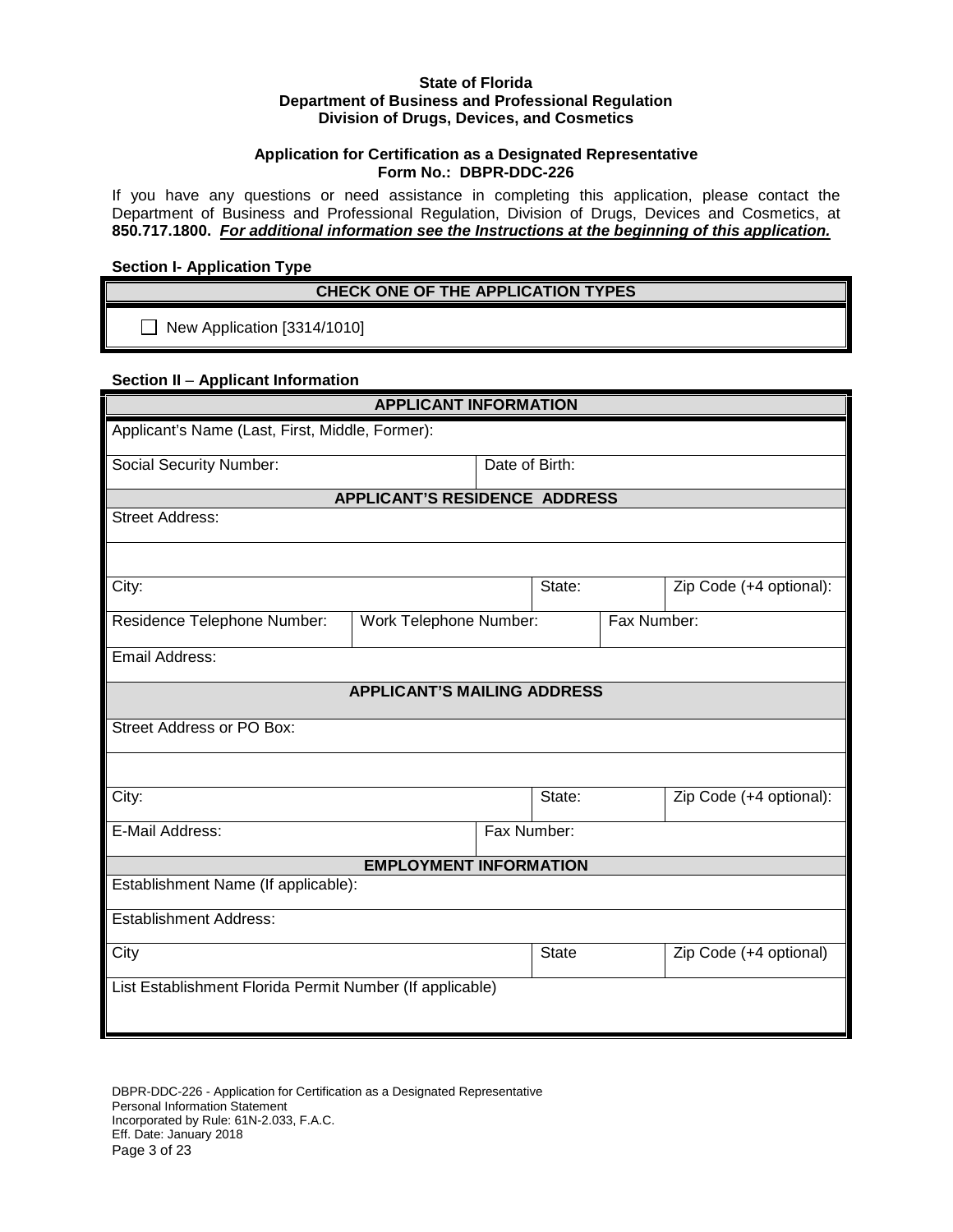**State of Florida**
**Department of Business and Professional Regulation**
**Division of Drugs, Devices, and Cosmetics**

**Application for Certification as a Designated Representative**
**Form No.: DBPR-DDC-226**

If you have any questions or need assistance in completing this application, please contact the Department of Business and Professional Regulation, Division of Drugs, Devices and Cosmetics, at **850.717.1800.** ***For additional information see the Instructions at the beginning of this application.***

**Section I- Application Type**

| **CHECK ONE OF THE APPLICATION TYPES** |
|---|
| ☐ New Application [3314/1010] |

**Section II** – **Applicant Information**

| **APPLICANT INFORMATION** | | | | |
|---|---|---|---|---|
| Applicant's Name (Last, First, Middle, Former): | | | | |
| Social Security Number: | | Date of Birth: | | |
| **APPLICANT'S RESIDENCE ADDRESS** | | | | |
| Street Address: | | | | |
| | | | | |
| City: | | | State: | Zip Code (+4 optional): |
| Residence Telephone Number: | Work Telephone Number: | | Fax Number: | |
| Email Address: | | | | |
| **APPLICANT'S MAILING ADDRESS** | | | | |
| Street Address or PO Box: | | | | |
| | | | | |
| City: | | | State: | Zip Code (+4 optional): |
| E-Mail Address: | | Fax Number: | | |
| **EMPLOYMENT INFORMATION** | | | | |
| Establishment Name (If applicable): | | | | |
| Establishment Address: | | | | |
| City | | | State | Zip Code (+4 optional) |
| List Establishment Florida Permit Number (If applicable) | | | | |

DBPR-DDC-226 - Application for Certification as a Designated Representative
Personal Information Statement
Incorporated by Rule: 61N-2.033, F.A.C.
Eff. Date: January 2018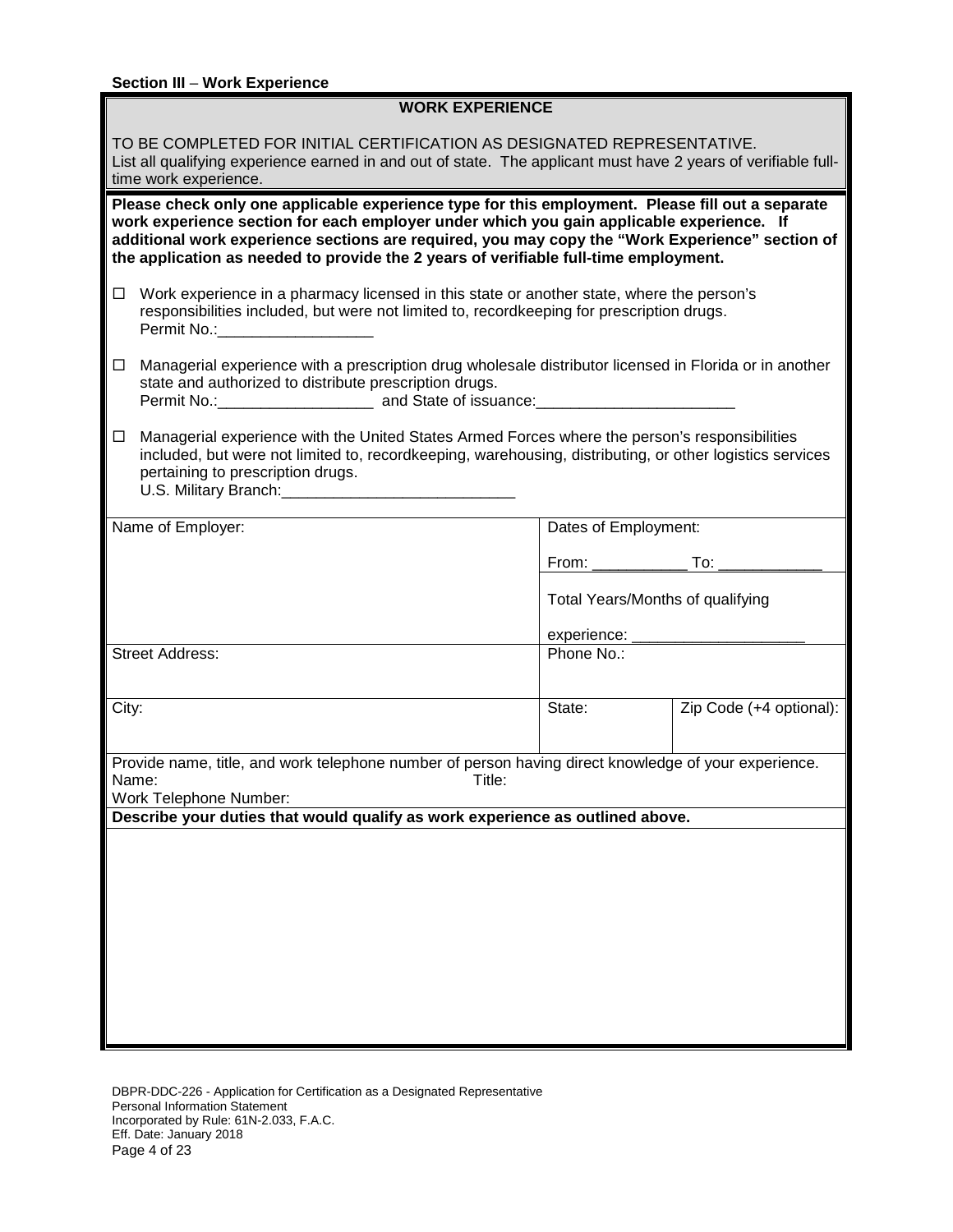**Section III – Work Experience**

## WORK EXPERIENCE

TO BE COMPLETED FOR INITIAL CERTIFICATION AS DESIGNATED REPRESENTATIVE.
List all qualifying experience earned in and out of state. The applicant must have 2 years of verifiable full-time work experience.

**Please check only one applicable experience type for this employment. Please fill out a separate work experience section for each employer under which you gain applicable experience. If additional work experience sections are required, you may copy the "Work Experience" section of the application as needed to provide the 2 years of verifiable full-time employment.**

☐ Work experience in a pharmacy licensed in this state or another state, where the person's responsibilities included, but were not limited to, recordkeeping for prescription drugs.
Permit No.:__________________

☐ Managerial experience with a prescription drug wholesale distributor licensed in Florida or in another state and authorized to distribute prescription drugs.
Permit No.:__________________ and State of issuance:_______________________

☐ Managerial experience with the United States Armed Forces where the person's responsibilities included, but were not limited to, recordkeeping, warehousing, distributing, or other logistics services pertaining to prescription drugs.
U.S. Military Branch:___________________________

| | | |
|---|---|---|
| Name of Employer: | Dates of Employment:<br>From: ___________ To: ____________<br>Total Years/Months of qualifying<br>experience: ___________________ | |
| Street Address: | Phone No.: | |
| City: | State: | Zip Code (+4 optional): |

Provide name, title, and work telephone number of person having direct knowledge of your experience.
Name: Title:
Work Telephone Number:

**Describe your duties that would qualify as work experience as outlined above.**

DBPR-DDC-226 - Application for Certification as a Designated Representative
Personal Information Statement
Incorporated by Rule: 61N-2.033, F.A.C.
Eff. Date: January 2018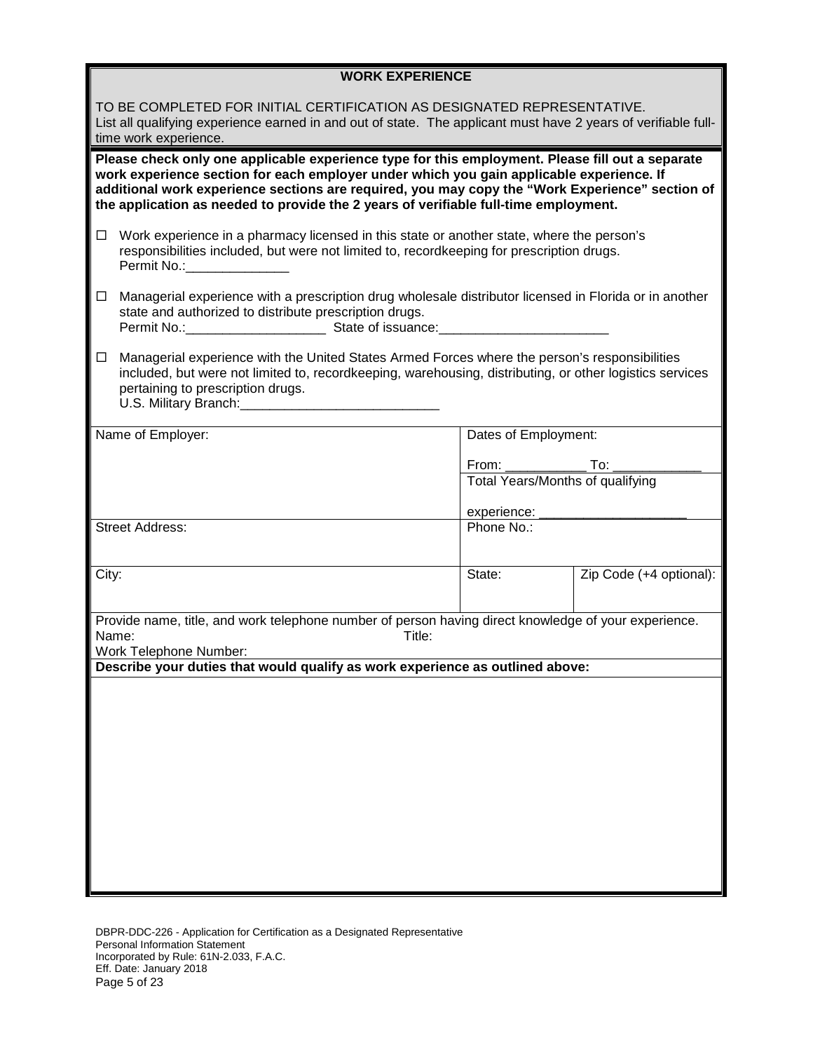## WORK EXPERIENCE

TO BE COMPLETED FOR INITIAL CERTIFICATION AS DESIGNATED REPRESENTATIVE.
List all qualifying experience earned in and out of state. The applicant must have 2 years of verifiable full-time work experience.

**Please check only one applicable experience type for this employment. Please fill out a separate work experience section for each employer under which you gain applicable experience. If additional work experience sections are required, you may copy the "Work Experience" section of the application as needed to provide the 2 years of verifiable full-time employment.**

☐ Work experience in a pharmacy licensed in this state or another state, where the person's responsibilities included, but were not limited to, recordkeeping for prescription drugs.
Permit No.:______________

☐ Managerial experience with a prescription drug wholesale distributor licensed in Florida or in another state and authorized to distribute prescription drugs.
Permit No.:___________________ State of issuance:_______________________

☐ Managerial experience with the United States Armed Forces where the person's responsibilities included, but were not limited to, recordkeeping, warehousing, distributing, or other logistics services pertaining to prescription drugs.
U.S. Military Branch:___________________________

| | | |
|---|---|---|
| Name of Employer: | Dates of Employment:<br>From: ___________ To: ____________<br>Total Years/Months of qualifying experience: ___________________ | |
| Street Address: | Phone No.: | |
| City: | State: | Zip Code (+4 optional): |

Provide name, title, and work telephone number of person having direct knowledge of your experience.
Name: Title:
Work Telephone Number:

**Describe your duties that would qualify as work experience as outlined above:**

DBPR-DDC-226 - Application for Certification as a Designated Representative
Personal Information Statement
Incorporated by Rule: 61N-2.033, F.A.C.
Eff. Date: January 2018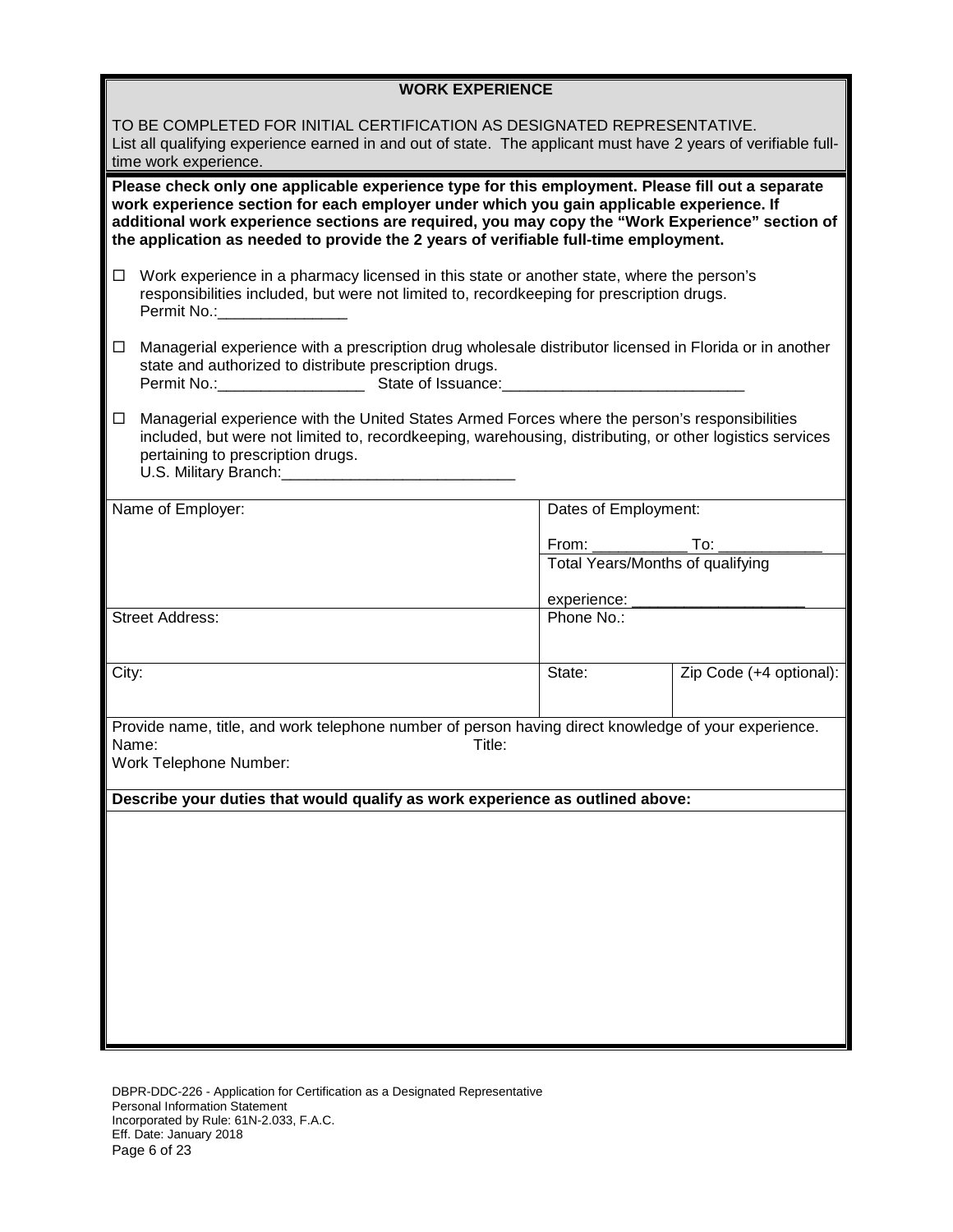## WORK EXPERIENCE

TO BE COMPLETED FOR INITIAL CERTIFICATION AS DESIGNATED REPRESENTATIVE.
List all qualifying experience earned in and out of state. The applicant must have 2 years of verifiable full-time work experience.

**Please check only one applicable experience type for this employment. Please fill out a separate work experience section for each employer under which you gain applicable experience. If additional work experience sections are required, you may copy the "Work Experience" section of the application as needed to provide the 2 years of verifiable full-time employment.**

☐ Work experience in a pharmacy licensed in this state or another state, where the person's responsibilities included, but were not limited to, recordkeeping for prescription drugs.
Permit No.:_______________

☐ Managerial experience with a prescription drug wholesale distributor licensed in Florida or in another state and authorized to distribute prescription drugs.
Permit No.:_________________ State of Issuance:____________________________

☐ Managerial experience with the United States Armed Forces where the person's responsibilities included, but were not limited to, recordkeeping, warehousing, distributing, or other logistics services pertaining to prescription drugs.
U.S. Military Branch:___________________________

| | | |
|---|---|---|
| Name of Employer: | Dates of Employment:<br><br>From: ___________ To: ____________<br>Total Years/Months of qualifying<br><br>experience: ____________________ | |
| Street Address: | Phone No.: | |
| City: | State: | Zip Code (+4 optional): |

Provide name, title, and work telephone number of person having direct knowledge of your experience.
Name: Title:
Work Telephone Number:

**Describe your duties that would qualify as work experience as outlined above:**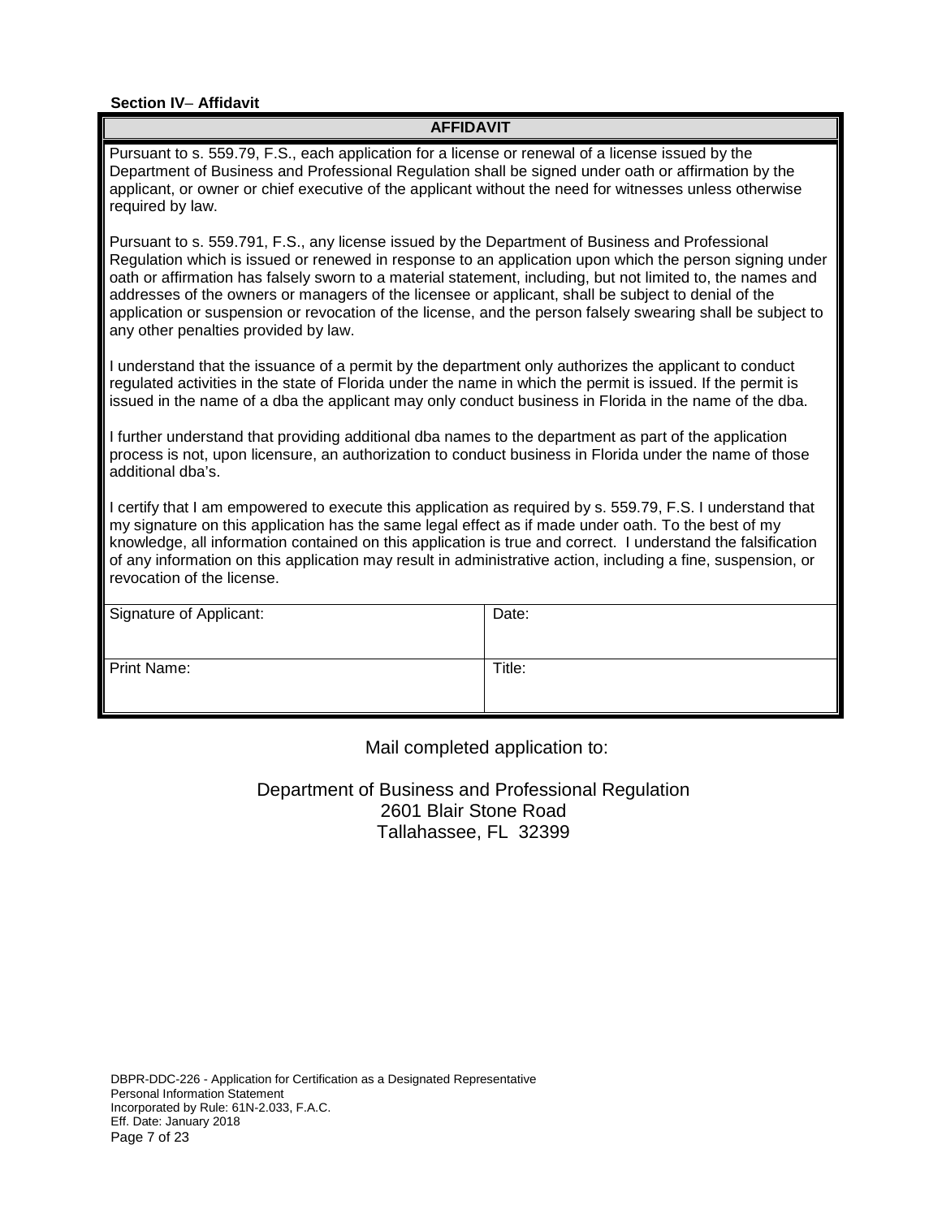**Section IV– Affidavit**

## AFFIDAVIT

Pursuant to s. 559.79, F.S., each application for a license or renewal of a license issued by the Department of Business and Professional Regulation shall be signed under oath or affirmation by the applicant, or owner or chief executive of the applicant without the need for witnesses unless otherwise required by law.

Pursuant to s. 559.791, F.S., any license issued by the Department of Business and Professional Regulation which is issued or renewed in response to an application upon which the person signing under oath or affirmation has falsely sworn to a material statement, including, but not limited to, the names and addresses of the owners or managers of the licensee or applicant, shall be subject to denial of the application or suspension or revocation of the license, and the person falsely swearing shall be subject to any other penalties provided by law.

I understand that the issuance of a permit by the department only authorizes the applicant to conduct regulated activities in the state of Florida under the name in which the permit is issued. If the permit is issued in the name of a dba the applicant may only conduct business in Florida in the name of the dba.

I further understand that providing additional dba names to the department as part of the application process is not, upon licensure, an authorization to conduct business in Florida under the name of those additional dba's.

I certify that I am empowered to execute this application as required by s. 559.79, F.S. I understand that my signature on this application has the same legal effect as if made under oath. To the best of my knowledge, all information contained on this application is true and correct. I understand the falsification of any information on this application may result in administrative action, including a fine, suspension, or revocation of the license.

| | |
|---|---|
| Signature of Applicant: | Date: |
| Print Name: | Title: |

Mail completed application to:

Department of Business and Professional Regulation
2601 Blair Stone Road
Tallahassee, FL 32399

DBPR-DDC-226 - Application for Certification as a Designated Representative
Personal Information Statement
Incorporated by Rule: 61N-2.033, F.A.C.
Eff. Date: January 2018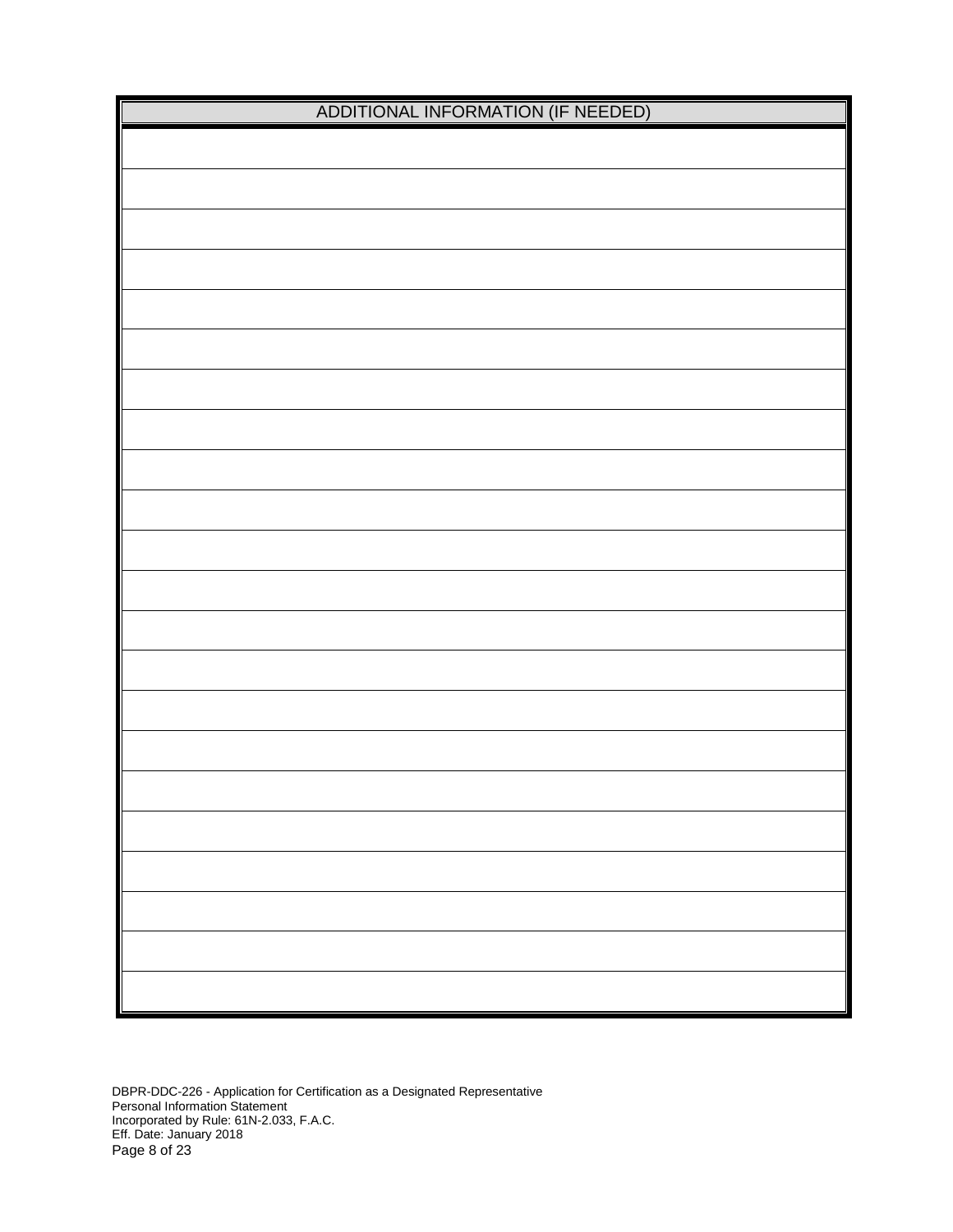## ADDITIONAL INFORMATION (IF NEEDED)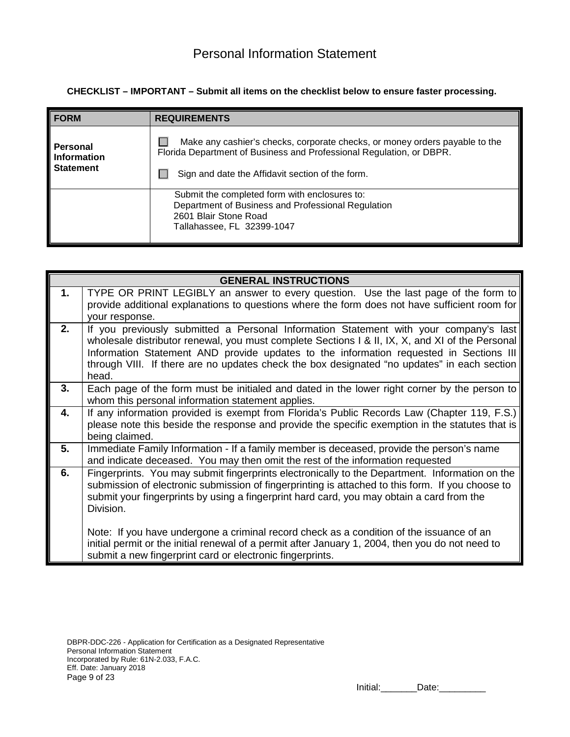# Personal Information Statement

**CHECKLIST – IMPORTANT – Submit all items on the checklist below to ensure faster processing.**

| FORM | REQUIREMENTS |
|---|---|
| **Personal Information Statement** | ☐ Make any cashier's checks, corporate checks, or money orders payable to the Florida Department of Business and Professional Regulation, or DBPR.<br><br>☐ Sign and date the Affidavit section of the form. |
| | Submit the completed form with enclosures to:<br>Department of Business and Professional Regulation<br>2601 Blair Stone Road<br>Tallahassee, FL 32399-1047 |

| GENERAL INSTRUCTIONS | |
|---|---|
| **1.** | TYPE OR PRINT LEGIBLY an answer to every question. Use the last page of the form to provide additional explanations to questions where the form does not have sufficient room for your response. |
| **2.** | If you previously submitted a Personal Information Statement with your company's last wholesale distributor renewal, you must complete Sections I & II, IX, X, and XI of the Personal Information Statement AND provide updates to the information requested in Sections III through VIII. If there are no updates check the box designated "no updates" in each section head. |
| **3.** | Each page of the form must be initialed and dated in the lower right corner by the person to whom this personal information statement applies. |
| **4.** | If any information provided is exempt from Florida's Public Records Law (Chapter 119, F.S.) please note this beside the response and provide the specific exemption in the statutes that is being claimed. |
| **5.** | Immediate Family Information - If a family member is deceased, provide the person's name and indicate deceased. You may then omit the rest of the information requested |
| **6.** | Fingerprints. You may submit fingerprints electronically to the Department. Information on the submission of electronic submission of fingerprinting is attached to this form. If you choose to submit your fingerprints by using a fingerprint hard card, you may obtain a card from the Division.<br><br>Note: If you have undergone a criminal record check as a condition of the issuance of an initial permit or the initial renewal of a permit after January 1, 2004, then you do not need to submit a new fingerprint card or electronic fingerprints. |

DBPR-DDC-226 - Application for Certification as a Designated Representative
Personal Information Statement
Incorporated by Rule: 61N-2.033, F.A.C.
Eff. Date: January 2018

Initial:_______Date:_________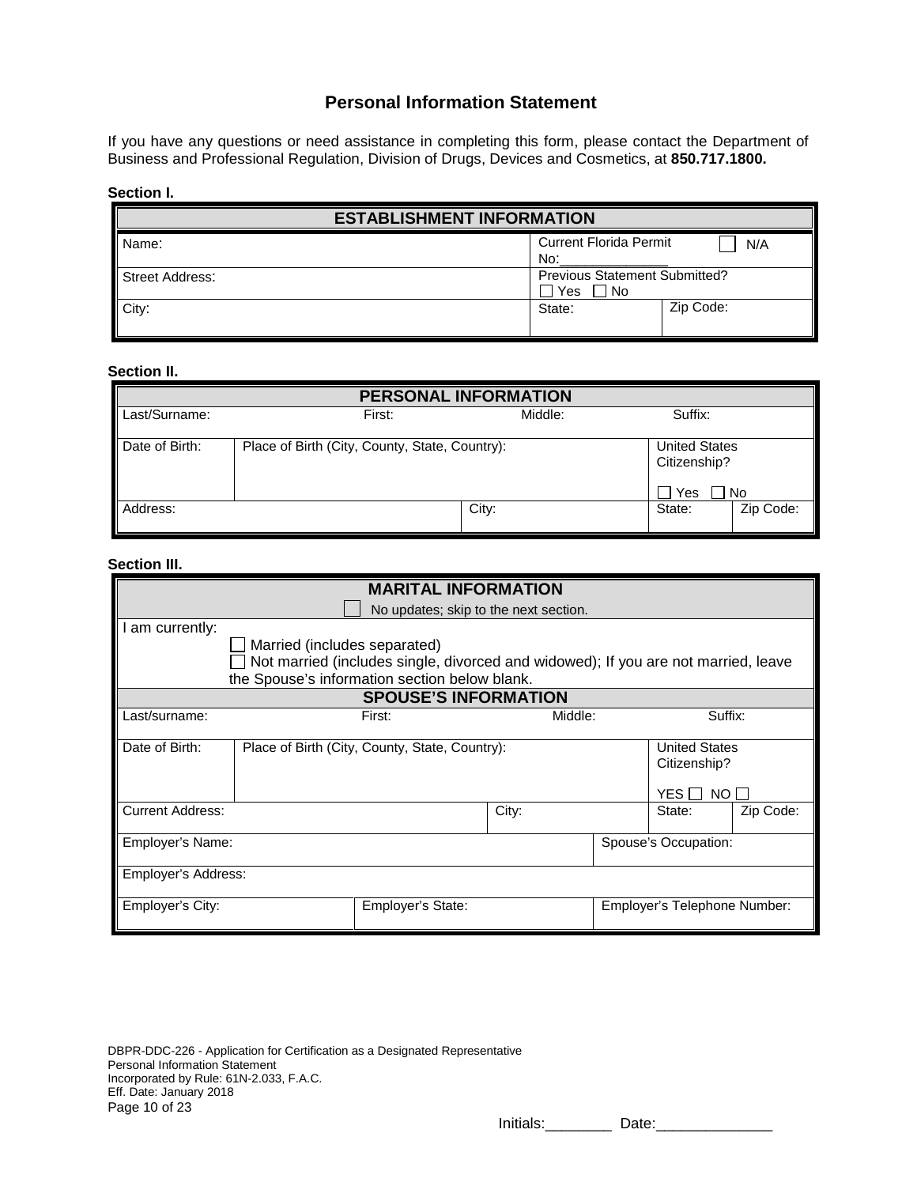## Personal Information Statement

If you have any questions or need assistance in completing this form, please contact the Department of Business and Professional Regulation, Division of Drugs, Devices and Cosmetics, at **850.717.1800.**

**Section I.**

| ESTABLISHMENT INFORMATION | | |
|---|---|---|
| Name: | Current Florida Permit No:______________ ☐ N/A | |
| Street Address: | Previous Statement Submitted? ☐ Yes ☐ No | |
| City: | State: | Zip Code: |

**Section II.**

| PERSONAL INFORMATION | | | | | |
|---|---|---|---|---|---|
| Last/Surname: | First: | | Middle: | Suffix: | |
| Date of Birth: | Place of Birth (City, County, State, Country): | | | United States Citizenship? ☐ Yes ☐ No | |
| Address: | | | City: | State: | Zip Code: |

**Section III.**

| MARITAL INFORMATION | | | | | |
|---|---|---|---|---|---|
| ☐ No updates; skip to the next section. | | | | | |
| I am currently: ☐ Married (includes separated) ☐ Not married (includes single, divorced and widowed); If you are not married, leave the Spouse's information section below blank. | | | | | |
| **SPOUSE'S INFORMATION** | | | | | |
| Last/surname: | First: | | Middle: | Suffix: | |
| Date of Birth: | Place of Birth (City, County, State, Country): | | | United States Citizenship? YES ☐ NO ☐ | |
| Current Address: | | | City: | State: | Zip Code: |
| Employer's Name: | | | Spouse's Occupation: | | |
| Employer's Address: | | | | | |
| Employer's City: | Employer's State: | | Employer's Telephone Number: | | |

DBPR-DDC-226 - Application for Certification as a Designated Representative
Personal Information Statement
Incorporated by Rule: 61N-2.033, F.A.C.
Eff. Date: January 2018

Initials:________ Date:______________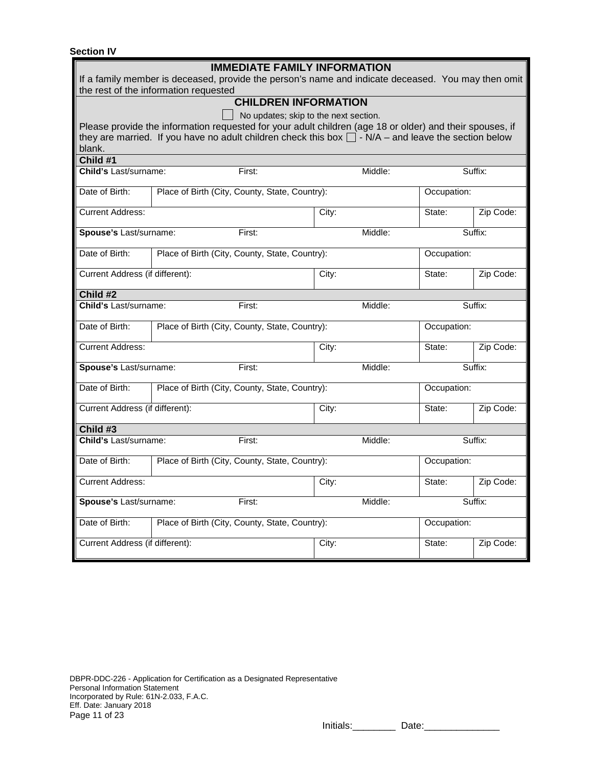**Section IV**

## IMMEDIATE FAMILY INFORMATION

If a family member is deceased, provide the person's name and indicate deceased. You may then omit the rest of the information requested

### CHILDREN INFORMATION

☐ No updates; skip to the next section.

Please provide the information requested for your adult children (age 18 or older) and their spouses, if they are married. If you have no adult children check this box ☐ - N/A – and leave the section below blank.

**Child #1**

| | | | | |
|---|---|---|---|---|
| **Child's** Last/surname: | First: | Middle: | Suffix: | |
| Date of Birth: | Place of Birth (City, County, State, Country): | | Occupation: | |
| Current Address: | | City: | State: | Zip Code: |
| **Spouse's** Last/surname: | First: | Middle: | Suffix: | |
| Date of Birth: | Place of Birth (City, County, State, Country): | | Occupation: | |
| Current Address (if different): | | City: | State: | Zip Code: |

**Child #2**

| | | | | |
|---|---|---|---|---|
| **Child's** Last/surname: | First: | Middle: | Suffix: | |
| Date of Birth: | Place of Birth (City, County, State, Country): | | Occupation: | |
| Current Address: | | City: | State: | Zip Code: |
| **Spouse's** Last/surname: | First: | Middle: | Suffix: | |
| Date of Birth: | Place of Birth (City, County, State, Country): | | Occupation: | |
| Current Address (if different): | | City: | State: | Zip Code: |

**Child #3**

| | | | | |
|---|---|---|---|---|
| **Child's** Last/surname: | First: | Middle: | Suffix: | |
| Date of Birth: | Place of Birth (City, County, State, Country): | | Occupation: | |
| Current Address: | | City: | State: | Zip Code: |
| **Spouse's** Last/surname: | First: | Middle: | Suffix: | |
| Date of Birth: | Place of Birth (City, County, State, Country): | | Occupation: | |
| Current Address (if different): | | City: | State: | Zip Code: |

DBPR-DDC-226 - Application for Certification as a Designated Representative
Personal Information Statement
Incorporated by Rule: 61N-2.033, F.A.C.
Eff. Date: January 2018

Initials:________ Date:______________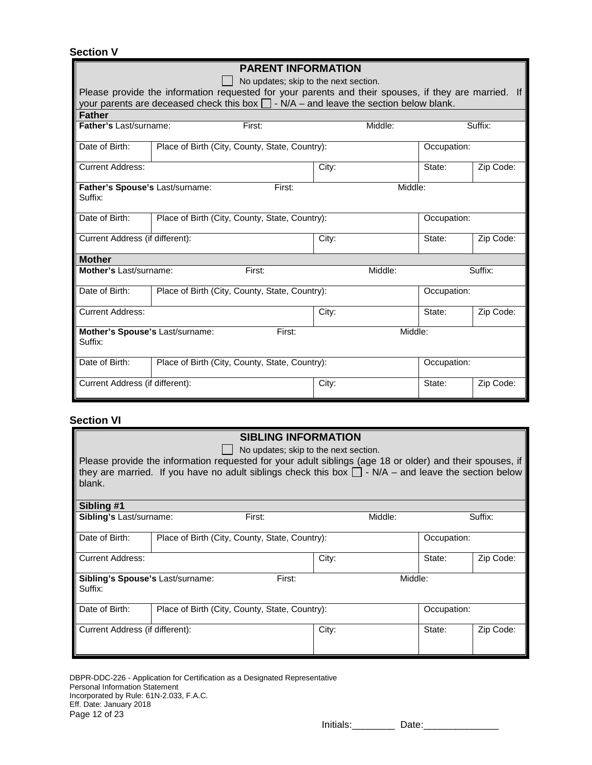### Section V

**PARENT INFORMATION**

☐ No updates; skip to the next section.

Please provide the information requested for your parents and their spouses, if they are married. If your parents are deceased check this box ☐ - N/A – and leave the section below blank.

**Father**

| | | | | |
|---|---|---|---|---|
| **Father's** Last/surname: | First: | Middle: | Suffix: | |
| Date of Birth: | Place of Birth (City, County, State, Country): | | Occupation: | |
| Current Address: | | City: | State: | Zip Code: |
| **Father's Spouse's** Last/surname: Suffix: | First: | Middle: | | |
| Date of Birth: | Place of Birth (City, County, State, Country): | | Occupation: | |
| Current Address (if different): | | City: | State: | Zip Code: |

**Mother**

| | | | | |
|---|---|---|---|---|
| **Mother's** Last/surname: | First: | Middle: | Suffix: | |
| Date of Birth: | Place of Birth (City, County, State, Country): | | Occupation: | |
| Current Address: | | City: | State: | Zip Code: |
| **Mother's Spouse's** Last/surname: Suffix: | First: | Middle: | | |
| Date of Birth: | Place of Birth (City, County, State, Country): | | Occupation: | |
| Current Address (if different): | | City: | State: | Zip Code: |

### Section VI

**SIBLING INFORMATION**

☐ No updates; skip to the next section.

Please provide the information requested for your adult siblings (age 18 or older) and their spouses, if they are married. If you have no adult siblings check this box ☐ - N/A – and leave the section below blank.

**Sibling #1**

| | | | | |
|---|---|---|---|---|
| **Sibling's** Last/surname: | First: | Middle: | Suffix: | |
| Date of Birth: | Place of Birth (City, County, State, Country): | | Occupation: | |
| Current Address: | | City: | State: | Zip Code: |
| **Sibling's Spouse's** Last/surname: Suffix: | First: | Middle: | | |
| Date of Birth: | Place of Birth (City, County, State, Country): | | Occupation: | |
| Current Address (if different): | | City: | State: | Zip Code: |

DBPR-DDC-226 - Application for Certification as a Designated Representative
Personal Information Statement
Incorporated by Rule: 61N-2.033, F.A.C.
Eff. Date: January 2018

Initials:________ Date:______________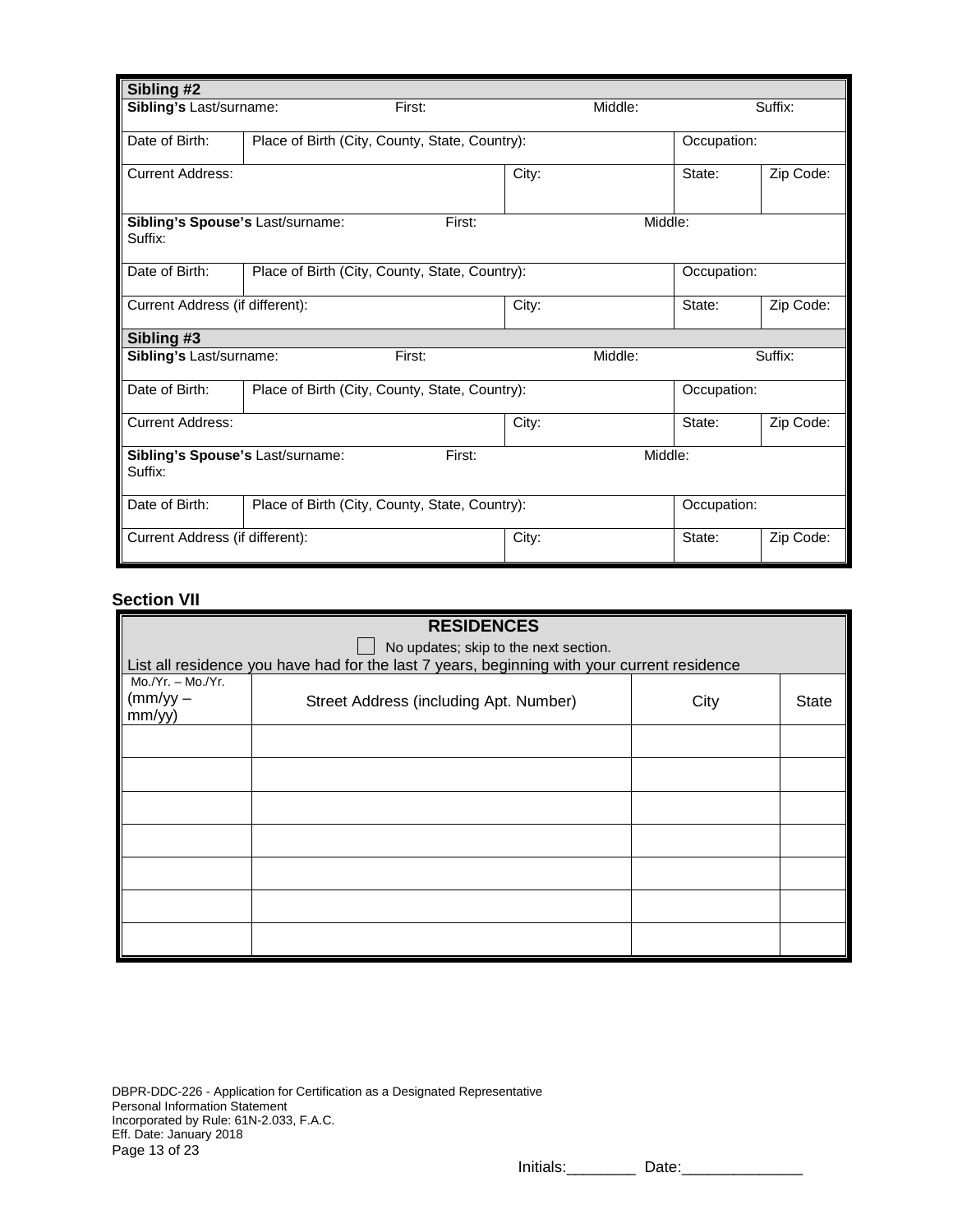| **Sibling #2** | | | | |
|---|---|---|---|---|
| **Sibling's** Last/surname: | First: | Middle: | Suffix: | |
| Date of Birth: | Place of Birth (City, County, State, Country): | | Occupation: | |
| Current Address: | | City: | State: | Zip Code: |
| **Sibling's Spouse's** Last/surname: Suffix: | First: | Middle: | | |
| Date of Birth: | Place of Birth (City, County, State, Country): | | Occupation: | |
| Current Address (if different): | | City: | State: | Zip Code: |
| **Sibling #3** | | | | |
| **Sibling's** Last/surname: | First: | Middle: | Suffix: | |
| Date of Birth: | Place of Birth (City, County, State, Country): | | Occupation: | |
| Current Address: | | City: | State: | Zip Code: |
| **Sibling's Spouse's** Last/surname: Suffix: | First: | Middle: | | |
| Date of Birth: | Place of Birth (City, County, State, Country): | | Occupation: | |
| Current Address (if different): | | City: | State: | Zip Code: |

## Section VII

**RESIDENCES**

☐ No updates; skip to the next section.

List all residence you have had for the last 7 years, beginning with your current residence

| Mo./Yr. – Mo./Yr. (mm/yy – mm/yy) | Street Address (including Apt. Number) | City | State |
|---|---|---|---|
| | | | |
| | | | |
| | | | |
| | | | |
| | | | |
| | | | |
| | | | |

DBPR-DDC-226 - Application for Certification as a Designated Representative
Personal Information Statement
Incorporated by Rule: 61N-2.033, F.A.C.
Eff. Date: January 2018

Initials:________ Date:______________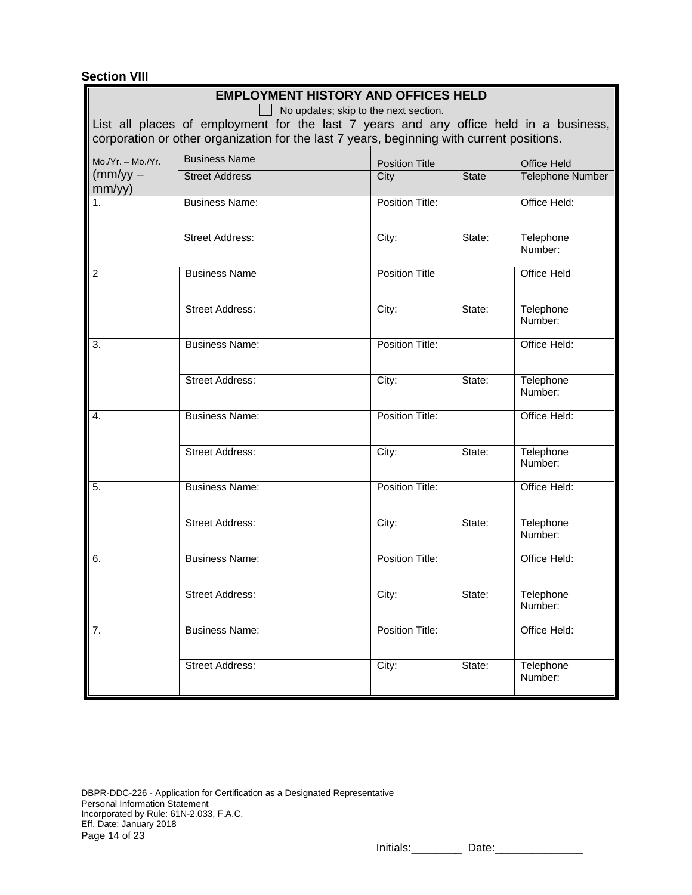**Section VIII**

## EMPLOYMENT HISTORY AND OFFICES HELD

☐ No updates; skip to the next section.

List all places of employment for the last 7 years and any office held in a business, corporation or other organization for the last 7 years, beginning with current positions.

| Mo./Yr. – Mo./Yr. (mm/yy – mm/yy) | Business Name / Street Address | Position Title / City | State | Office Held / Telephone Number |
|---|---|---|---|---|
| 1. | Business Name: | Position Title: | | Office Held: |
| | Street Address: | City: | State: | Telephone Number: |
| 2 | Business Name | Position Title | | Office Held |
| | Street Address: | City: | State: | Telephone Number: |
| 3. | Business Name: | Position Title: | | Office Held: |
| | Street Address: | City: | State: | Telephone Number: |
| 4. | Business Name: | Position Title: | | Office Held: |
| | Street Address: | City: | State: | Telephone Number: |
| 5. | Business Name: | Position Title: | | Office Held: |
| | Street Address: | City: | State: | Telephone Number: |
| 6. | Business Name: | Position Title: | | Office Held: |
| | Street Address: | City: | State: | Telephone Number: |
| 7. | Business Name: | Position Title: | | Office Held: |
| | Street Address: | City: | State: | Telephone Number: |

DBPR-DDC-226 - Application for Certification as a Designated Representative
Personal Information Statement
Incorporated by Rule: 61N-2.033, F.A.C.
Eff. Date: January 2018

Initials:________ Date:______________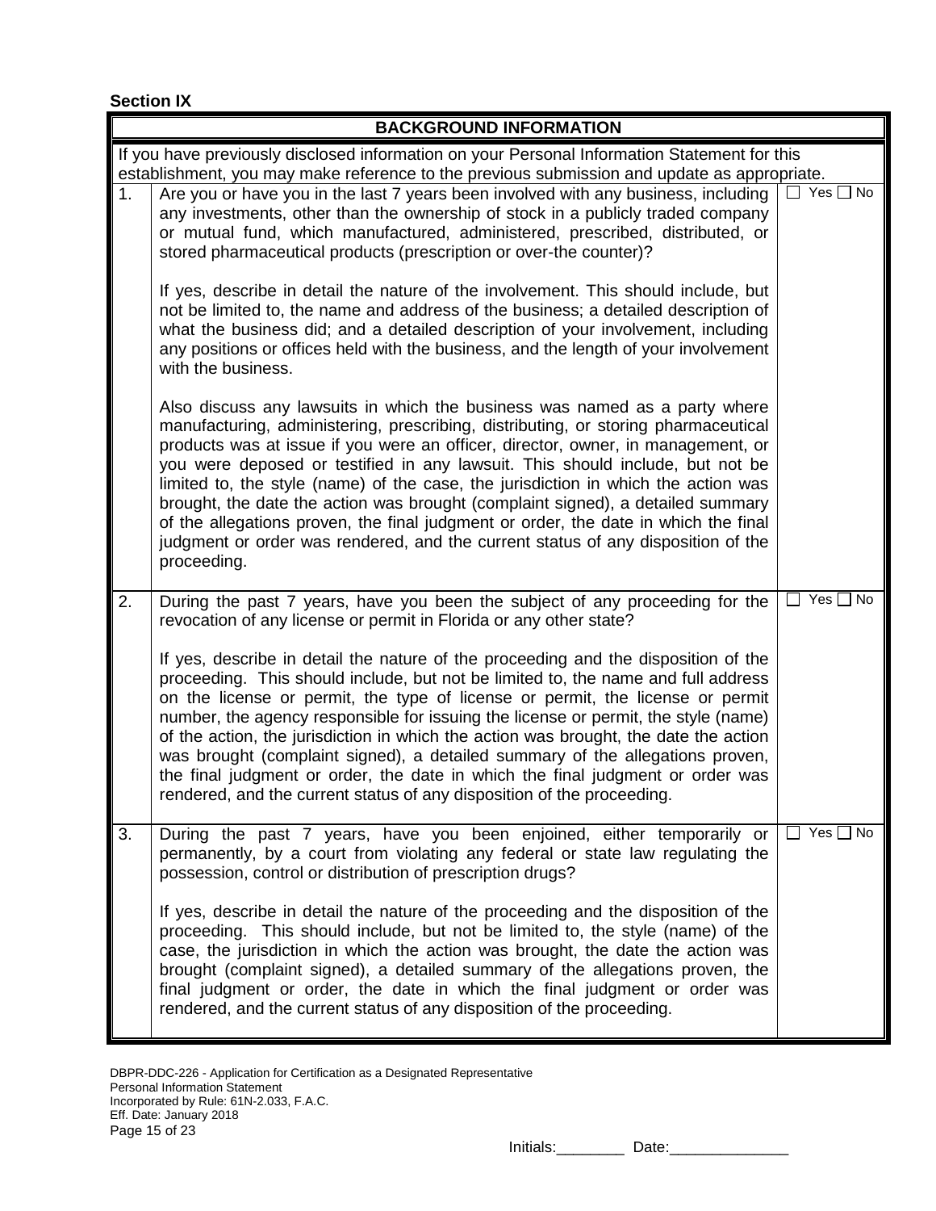**Section IX**

| BACKGROUND INFORMATION | | |
|---|---|---|
| If you have previously disclosed information on your Personal Information Statement for this establishment, you may make reference to the previous submission and update as appropriate. | | |
| 1. | Are you or have you in the last 7 years been involved with any business, including any investments, other than the ownership of stock in a publicly traded company or mutual fund, which manufactured, administered, prescribed, distributed, or stored pharmaceutical products (prescription or over-the counter)?<br><br>If yes, describe in detail the nature of the involvement. This should include, but not be limited to, the name and address of the business; a detailed description of what the business did; and a detailed description of your involvement, including any positions or offices held with the business, and the length of your involvement with the business.<br><br>Also discuss any lawsuits in which the business was named as a party where manufacturing, administering, prescribing, distributing, or storing pharmaceutical products was at issue if you were an officer, director, owner, in management, or you were deposed or testified in any lawsuit. This should include, but not be limited to, the style (name) of the case, the jurisdiction in which the action was brought, the date the action was brought (complaint signed), a detailed summary of the allegations proven, the final judgment or order, the date in which the final judgment or order was rendered, and the current status of any disposition of the proceeding. | ☐ Yes ☐ No |
| 2. | During the past 7 years, have you been the subject of any proceeding for the revocation of any license or permit in Florida or any other state?<br><br>If yes, describe in detail the nature of the proceeding and the disposition of the proceeding. This should include, but not be limited to, the name and full address on the license or permit, the type of license or permit, the license or permit number, the agency responsible for issuing the license or permit, the style (name) of the action, the jurisdiction in which the action was brought, the date the action was brought (complaint signed), a detailed summary of the allegations proven, the final judgment or order, the date in which the final judgment or order was rendered, and the current status of any disposition of the proceeding. | ☐ Yes ☐ No |
| 3. | During the past 7 years, have you been enjoined, either temporarily or permanently, by a court from violating any federal or state law regulating the possession, control or distribution of prescription drugs?<br><br>If yes, describe in detail the nature of the proceeding and the disposition of the proceeding. This should include, but not be limited to, the style (name) of the case, the jurisdiction in which the action was brought, the date the action was brought (complaint signed), a detailed summary of the allegations proven, the final judgment or order, the date in which the final judgment or order was rendered, and the current status of any disposition of the proceeding. | ☐ Yes ☐ No |

DBPR-DDC-226 - Application for Certification as a Designated Representative
Personal Information Statement
Incorporated by Rule: 61N-2.033, F.A.C.
Eff. Date: January 2018

Initials:________ Date:______________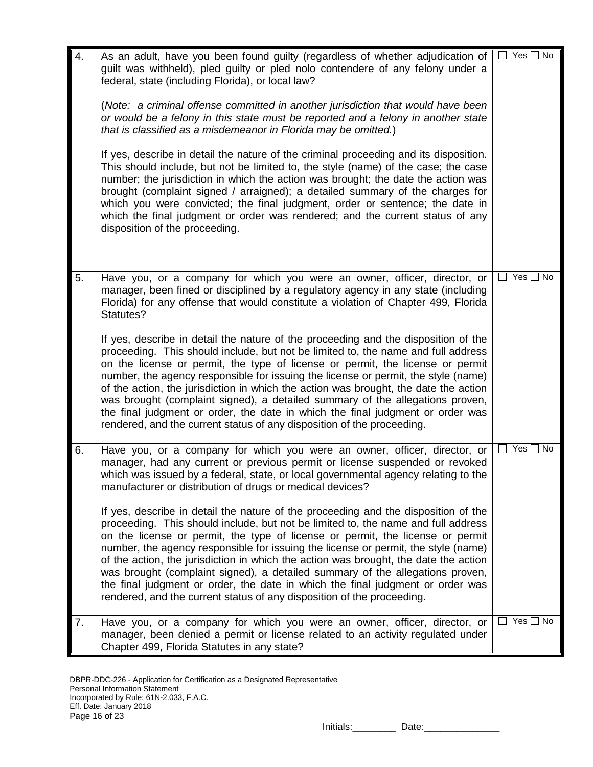| | | |
|---|---|---|
| 4. | As an adult, have you been found guilty (regardless of whether adjudication of guilt was withheld), pled guilty or pled nolo contendere of any felony under a federal, state (including Florida), or local law?<br><br>(*Note: a criminal offense committed in another jurisdiction that would have been or would be a felony in this state must be reported and a felony in another state that is classified as a misdemeanor in Florida may be omitted.*)<br><br>If yes, describe in detail the nature of the criminal proceeding and its disposition. This should include, but not be limited to, the style (name) of the case; the case number; the jurisdiction in which the action was brought; the date the action was brought (complaint signed / arraigned); a detailed summary of the charges for which you were convicted; the final judgment, order or sentence; the date in which the final judgment or order was rendered; and the current status of any disposition of the proceeding. | ☐ Yes ☐ No |
| 5. | Have you, or a company for which you were an owner, officer, director, or manager, been fined or disciplined by a regulatory agency in any state (including Florida) for any offense that would constitute a violation of Chapter 499, Florida Statutes?<br><br>If yes, describe in detail the nature of the proceeding and the disposition of the proceeding. This should include, but not be limited to, the name and full address on the license or permit, the type of license or permit, the license or permit number, the agency responsible for issuing the license or permit, the style (name) of the action, the jurisdiction in which the action was brought, the date the action was brought (complaint signed), a detailed summary of the allegations proven, the final judgment or order, the date in which the final judgment or order was rendered, and the current status of any disposition of the proceeding. | ☐ Yes ☐ No |
| 6. | Have you, or a company for which you were an owner, officer, director, or manager, had any current or previous permit or license suspended or revoked which was issued by a federal, state, or local governmental agency relating to the manufacturer or distribution of drugs or medical devices?<br><br>If yes, describe in detail the nature of the proceeding and the disposition of the proceeding. This should include, but not be limited to, the name and full address on the license or permit, the type of license or permit, the license or permit number, the agency responsible for issuing the license or permit, the style (name) of the action, the jurisdiction in which the action was brought, the date the action was brought (complaint signed), a detailed summary of the allegations proven, the final judgment or order, the date in which the final judgment or order was rendered, and the current status of any disposition of the proceeding. | ☐ Yes ☐ No |
| 7. | Have you, or a company for which you were an owner, officer, director, or manager, been denied a permit or license related to an activity regulated under Chapter 499, Florida Statutes in any state? | ☐ Yes ☐ No |

DBPR-DDC-226 - Application for Certification as a Designated Representative
Personal Information Statement
Incorporated by Rule: 61N-2.033, F.A.C.
Eff. Date: January 2018

Initials:________ Date:______________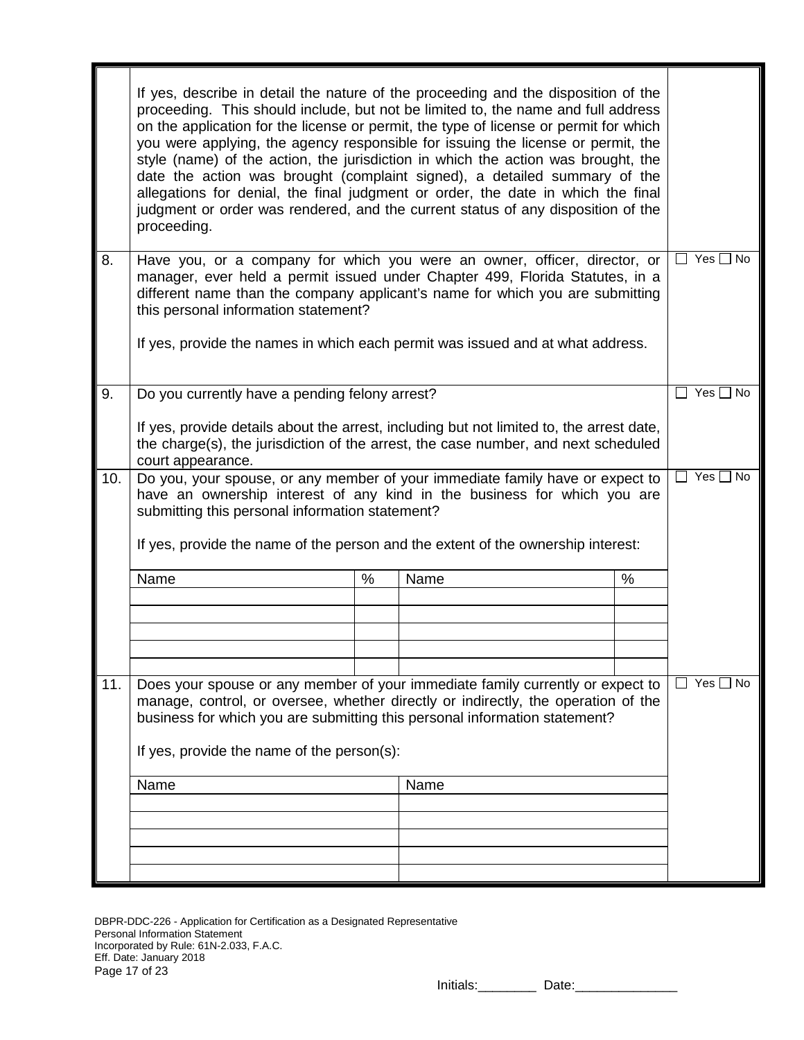| | | |
|---|---|---|
| | If yes, describe in detail the nature of the proceeding and the disposition of the proceeding. This should include, but not be limited to, the name and full address on the application for the license or permit, the type of license or permit for which you were applying, the agency responsible for issuing the license or permit, the style (name) of the action, the jurisdiction in which the action was brought, the date the action was brought (complaint signed), a detailed summary of the allegations for denial, the final judgment or order, the date in which the final judgment or order was rendered, and the current status of any disposition of the proceeding. | |
| 8. | Have you, or a company for which you were an owner, officer, director, or manager, ever held a permit issued under Chapter 499, Florida Statutes, in a different name than the company applicant's name for which you are submitting this personal information statement?<br><br>If yes, provide the names in which each permit was issued and at what address. | ☐ Yes ☐ No |
| 9. | Do you currently have a pending felony arrest?<br><br>If yes, provide details about the arrest, including but not limited to, the arrest date, the charge(s), the jurisdiction of the arrest, the case number, and next scheduled court appearance. | ☐ Yes ☐ No |
| 10. | Do you, your spouse, or any member of your immediate family have or expect to have an ownership interest of any kind in the business for which you are submitting this personal information statement?<br><br>If yes, provide the name of the person and the extent of the ownership interest: | ☐ Yes ☐ No |
| 11. | Does your spouse or any member of your immediate family currently or expect to manage, control, or oversee, whether directly or indirectly, the operation of the business for which you are submitting this personal information statement?<br><br>If yes, provide the name of the person(s): | ☐ Yes ☐ No |

Question 10 ownership interest:

| Name | % | Name | % |
|---|---|---|---|
| | | | |
| | | | |
| | | | |
| | | | |
| | | | |

Question 11 person(s):

| Name | Name |
|---|---|
| | |
| | |
| | |
| | |
| | |

DBPR-DDC-226 - Application for Certification as a Designated Representative
Personal Information Statement
Incorporated by Rule: 61N-2.033, F.A.C.
Eff. Date: January 2018

Initials:________ Date:______________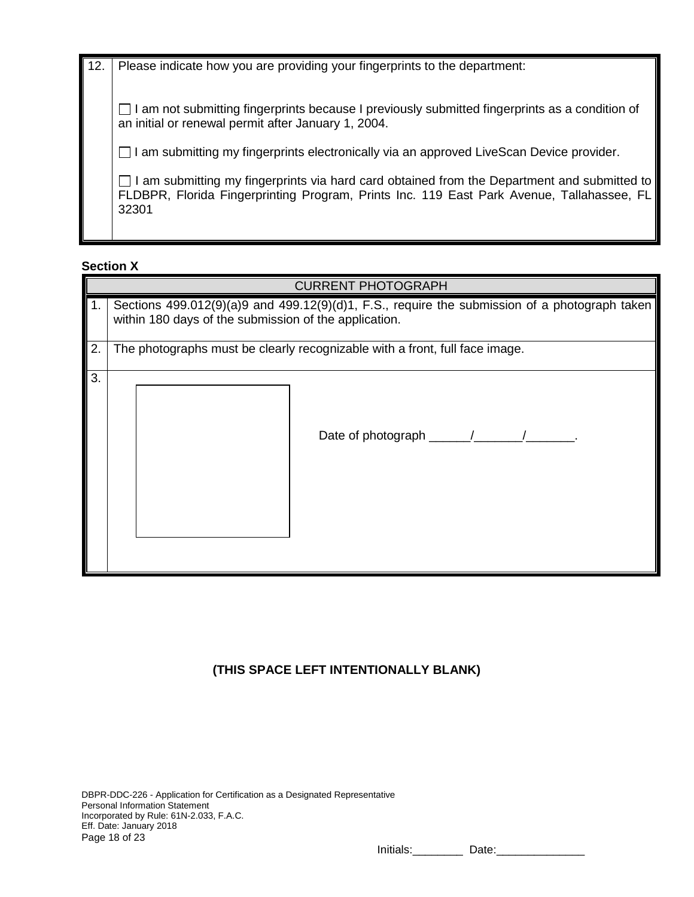| | |
|---|---|
| 12. | Please indicate how you are providing your fingerprints to the department:<br><br>☐ I am not submitting fingerprints because I previously submitted fingerprints as a condition of an initial or renewal permit after January 1, 2004.<br><br>☐ I am submitting my fingerprints electronically via an approved LiveScan Device provider.<br><br>☐ I am submitting my fingerprints via hard card obtained from the Department and submitted to FLDBPR, Florida Fingerprinting Program, Prints Inc. 119 East Park Avenue, Tallahassee, FL 32301 |

**Section X**

| CURRENT PHOTOGRAPH | |
|---|---|
| 1. | Sections 499.012(9)(a)9 and 499.12(9)(d)1, F.S., require the submission of a photograph taken within 180 days of the submission of the application. |
| 2. | The photographs must be clearly recognizable with a front, full face image. |
| 3. | Date of photograph ______/_______/_______. |

**(THIS SPACE LEFT INTENTIONALLY BLANK)**

DBPR-DDC-226 - Application for Certification as a Designated Representative
Personal Information Statement
Incorporated by Rule: 61N-2.033, F.A.C.
Eff. Date: January 2018

Initials:________ Date:______________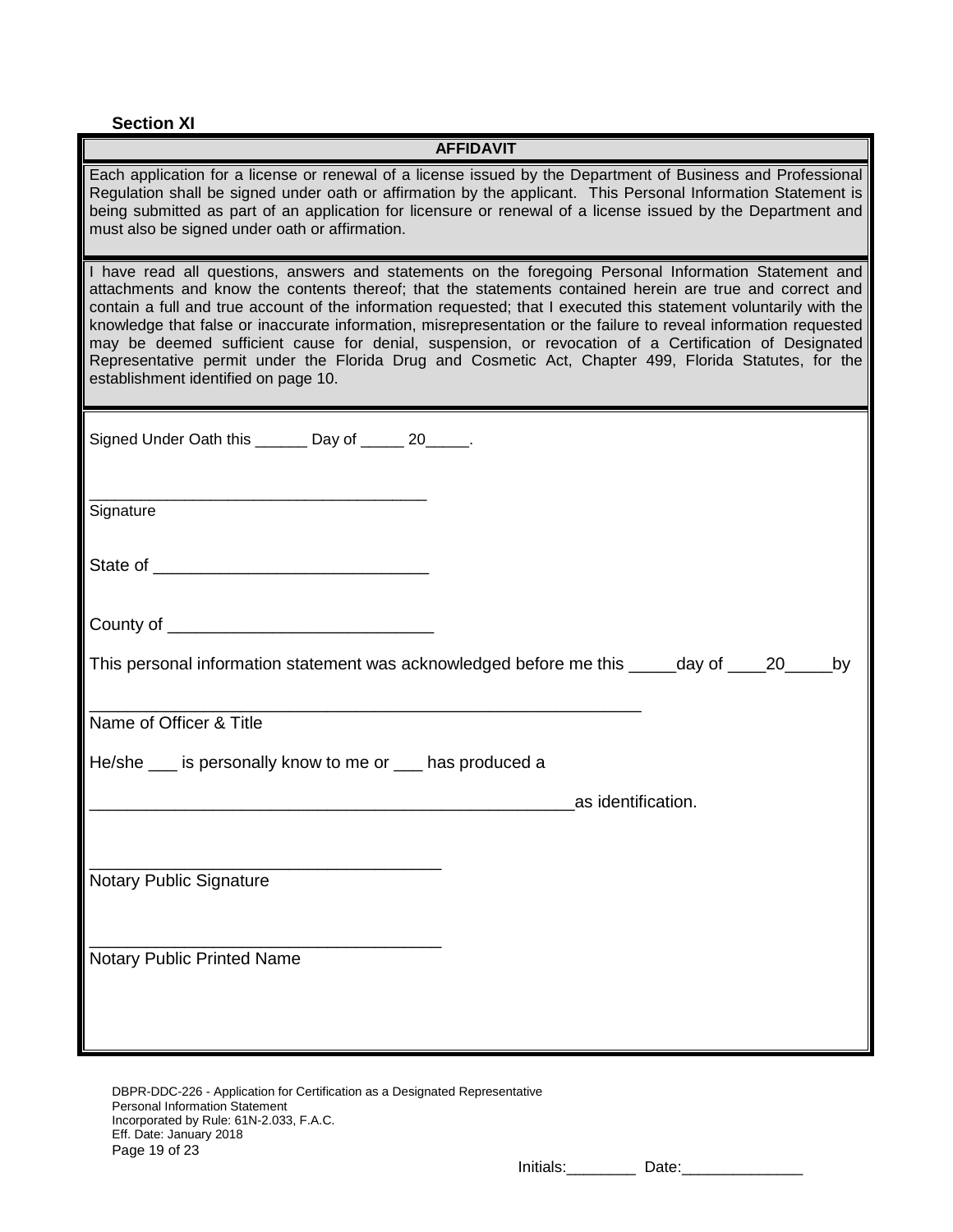**Section XI**

**AFFIDAVIT**

Each application for a license or renewal of a license issued by the Department of Business and Professional Regulation shall be signed under oath or affirmation by the applicant. This Personal Information Statement is being submitted as part of an application for licensure or renewal of a license issued by the Department and must also be signed under oath or affirmation.

I have read all questions, answers and statements on the foregoing Personal Information Statement and attachments and know the contents thereof; that the statements contained herein are true and correct and contain a full and true account of the information requested; that I executed this statement voluntarily with the knowledge that false or inaccurate information, misrepresentation or the failure to reveal information requested may be deemed sufficient cause for denial, suspension, or revocation of a Certification of Designated Representative permit under the Florida Drug and Cosmetic Act, Chapter 499, Florida Statutes, for the establishment identified on page 10.

Signed Under Oath this ______ Day of _____ 20_____.

______________________________________
Signature

State of ____________________________

County of ___________________________

This personal information statement was acknowledged before me this _____day of ____20_____by

______________________________________________________
Name of Officer & Title

He/she ___ is personally know to me or ___ has produced a

________________________________________________as identification.

___________________________________
Notary Public Signature

___________________________________
Notary Public Printed Name

DBPR-DDC-226 - Application for Certification as a Designated Representative
Personal Information Statement
Incorporated by Rule: 61N-2.033, F.A.C.
Eff. Date: January 2018

Initials:________ Date:______________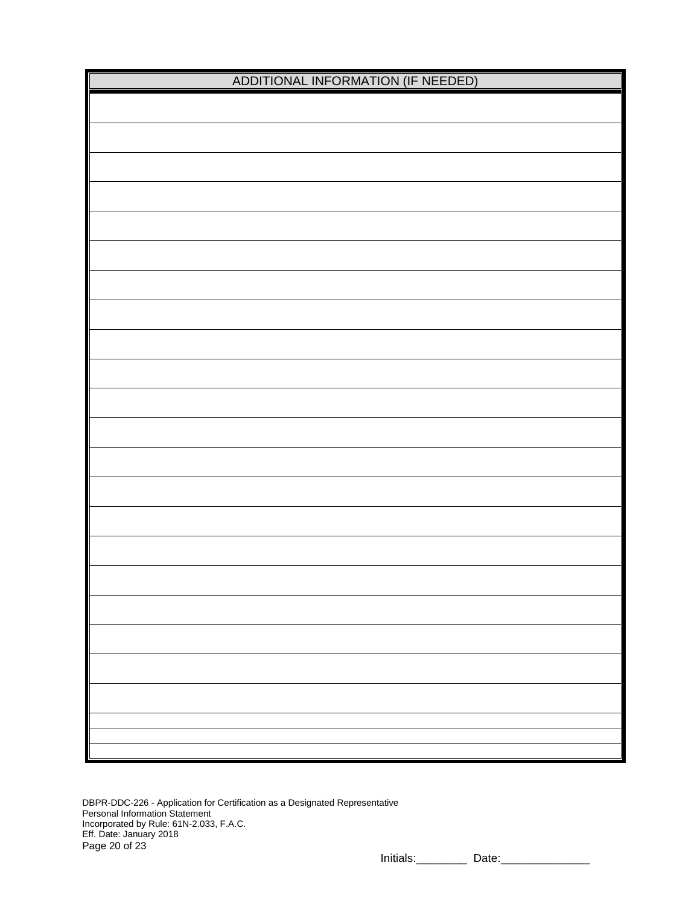| ADDITIONAL INFORMATION (IF NEEDED) |
| --- |
| |
| |
| |
| |
| |
| |
| |
| |
| |
| |
| |
| |
| |
| |
| |
| |
| |
| |
| |
| |
| |
| |
| |
| |

DBPR-DDC-226 - Application for Certification as a Designated Representative
Personal Information Statement
Incorporated by Rule: 61N-2.033, F.A.C.
Eff. Date: January 2018

Initials:________ Date:______________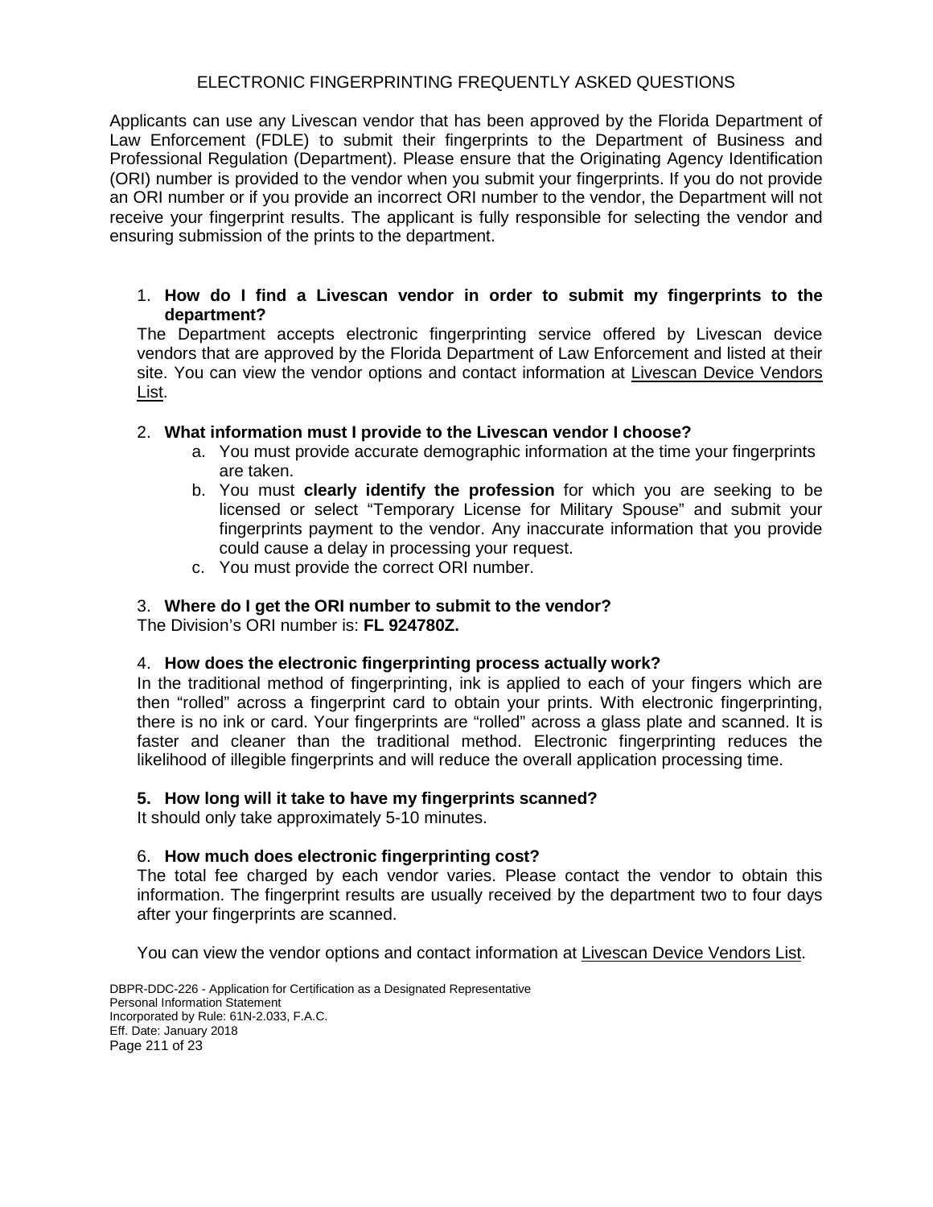# ELECTRONIC FINGERPRINTING FREQUENTLY ASKED QUESTIONS

Applicants can use any Livescan vendor that has been approved by the Florida Department of Law Enforcement (FDLE) to submit their fingerprints to the Department of Business and Professional Regulation (Department). Please ensure that the Originating Agency Identification (ORI) number is provided to the vendor when you submit your fingerprints. If you do not provide an ORI number or if you provide an incorrect ORI number to the vendor, the Department will not receive your fingerprint results. The applicant is fully responsible for selecting the vendor and ensuring submission of the prints to the department.

1. **How do I find a Livescan vendor in order to submit my fingerprints to the department?**

The Department accepts electronic fingerprinting service offered by Livescan device vendors that are approved by the Florida Department of Law Enforcement and listed at their site. You can view the vendor options and contact information at Livescan Device Vendors List.

2. **What information must I provide to the Livescan vendor I choose?**
   a. You must provide accurate demographic information at the time your fingerprints are taken.
   b. You must **clearly identify the profession** for which you are seeking to be licensed or select "Temporary License for Military Spouse" and submit your fingerprints payment to the vendor. Any inaccurate information that you provide could cause a delay in processing your request.
   c. You must provide the correct ORI number.

3. **Where do I get the ORI number to submit to the vendor?**

The Division's ORI number is: **FL 924780Z.**

4. **How does the electronic fingerprinting process actually work?**

In the traditional method of fingerprinting, ink is applied to each of your fingers which are then "rolled" across a fingerprint card to obtain your prints. With electronic fingerprinting, there is no ink or card. Your fingerprints are "rolled" across a glass plate and scanned. It is faster and cleaner than the traditional method. Electronic fingerprinting reduces the likelihood of illegible fingerprints and will reduce the overall application processing time.

5. **How long will it take to have my fingerprints scanned?**

It should only take approximately 5-10 minutes.

6. **How much does electronic fingerprinting cost?**

The total fee charged by each vendor varies. Please contact the vendor to obtain this information. The fingerprint results are usually received by the department two to four days after your fingerprints are scanned.

You can view the vendor options and contact information at Livescan Device Vendors List.

DBPR-DDC-226 - Application for Certification as a Designated Representative
Personal Information Statement
Incorporated by Rule: 61N-2.033, F.A.C.
Eff. Date: January 2018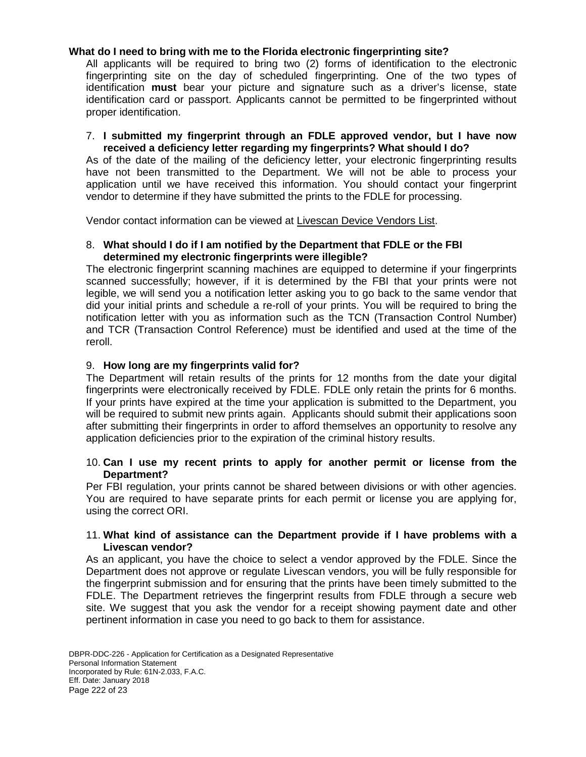**What do I need to bring with me to the Florida electronic fingerprinting site?**

All applicants will be required to bring two (2) forms of identification to the electronic fingerprinting site on the day of scheduled fingerprinting. One of the two types of identification **must** bear your picture and signature such as a driver's license, state identification card or passport. Applicants cannot be permitted to be fingerprinted without proper identification.

7. **I submitted my fingerprint through an FDLE approved vendor, but I have now received a deficiency letter regarding my fingerprints? What should I do?**

As of the date of the mailing of the deficiency letter, your electronic fingerprinting results have not been transmitted to the Department. We will not be able to process your application until we have received this information. You should contact your fingerprint vendor to determine if they have submitted the prints to the FDLE for processing.

Vendor contact information can be viewed at Livescan Device Vendors List.

8. **What should I do if I am notified by the Department that FDLE or the FBI determined my electronic fingerprints were illegible?**

The electronic fingerprint scanning machines are equipped to determine if your fingerprints scanned successfully; however, if it is determined by the FBI that your prints were not legible, we will send you a notification letter asking you to go back to the same vendor that did your initial prints and schedule a re-roll of your prints. You will be required to bring the notification letter with you as information such as the TCN (Transaction Control Number) and TCR (Transaction Control Reference) must be identified and used at the time of the reroll.

9. **How long are my fingerprints valid for?**

The Department will retain results of the prints for 12 months from the date your digital fingerprints were electronically received by FDLE. FDLE only retain the prints for 6 months. If your prints have expired at the time your application is submitted to the Department, you will be required to submit new prints again. Applicants should submit their applications soon after submitting their fingerprints in order to afford themselves an opportunity to resolve any application deficiencies prior to the expiration of the criminal history results.

10. **Can I use my recent prints to apply for another permit or license from the Department?**

Per FBI regulation, your prints cannot be shared between divisions or with other agencies. You are required to have separate prints for each permit or license you are applying for, using the correct ORI.

11. **What kind of assistance can the Department provide if I have problems with a Livescan vendor?**

As an applicant, you have the choice to select a vendor approved by the FDLE. Since the Department does not approve or regulate Livescan vendors, you will be fully responsible for the fingerprint submission and for ensuring that the prints have been timely submitted to the FDLE. The Department retrieves the fingerprint results from FDLE through a secure web site. We suggest that you ask the vendor for a receipt showing payment date and other pertinent information in case you need to go back to them for assistance.

DBPR-DDC-226 - Application for Certification as a Designated Representative
Personal Information Statement
Incorporated by Rule: 61N-2.033, F.A.C.
Eff. Date: January 2018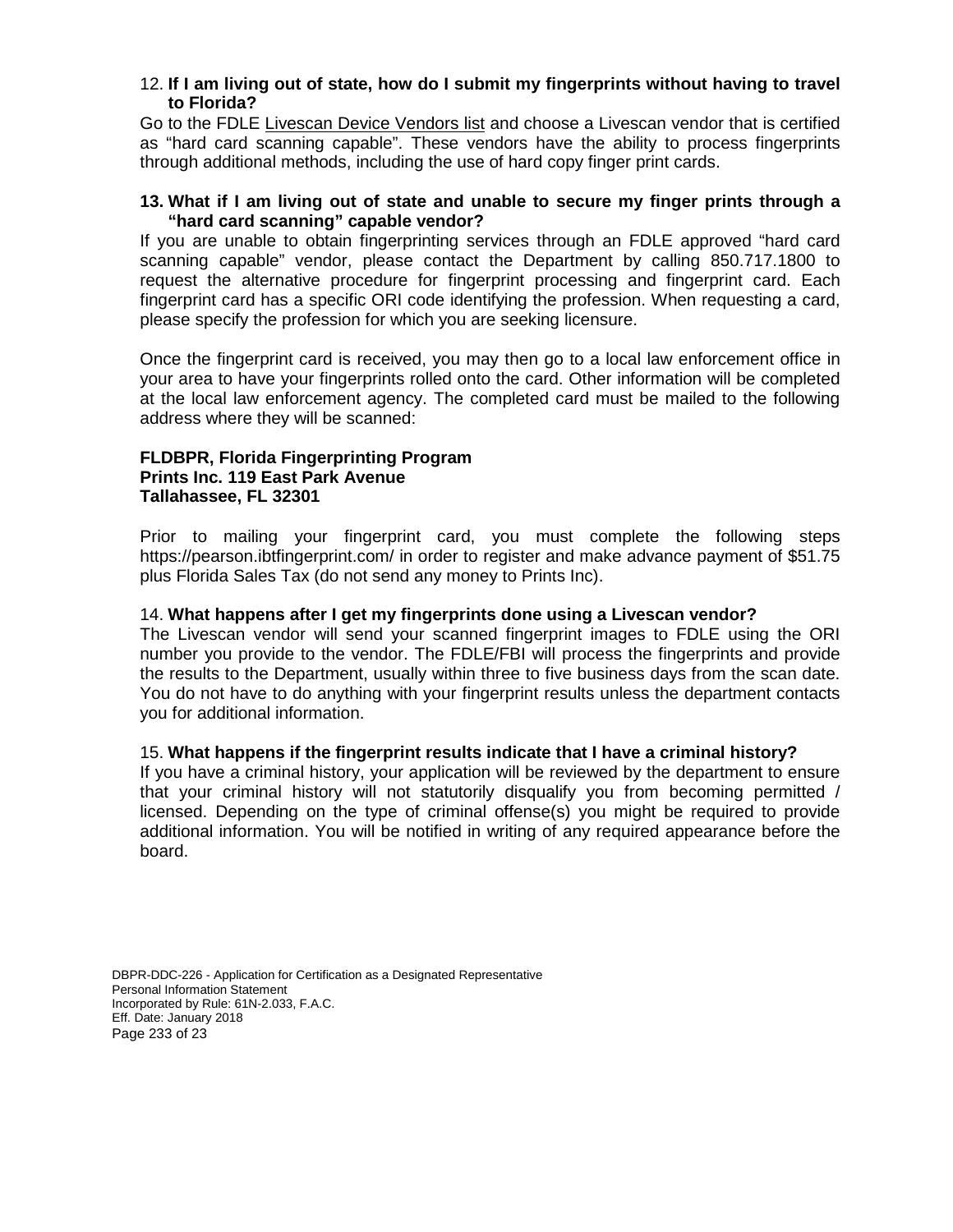12. **If I am living out of state, how do I submit my fingerprints without having to travel to Florida?**

Go to the FDLE Livescan Device Vendors list and choose a Livescan vendor that is certified as "hard card scanning capable". These vendors have the ability to process fingerprints through additional methods, including the use of hard copy finger print cards.

13. **What if I am living out of state and unable to secure my finger prints through a "hard card scanning" capable vendor?**

If you are unable to obtain fingerprinting services through an FDLE approved "hard card scanning capable" vendor, please contact the Department by calling 850.717.1800 to request the alternative procedure for fingerprint processing and fingerprint card. Each fingerprint card has a specific ORI code identifying the profession. When requesting a card, please specify the profession for which you are seeking licensure.

Once the fingerprint card is received, you may then go to a local law enforcement office in your area to have your fingerprints rolled onto the card. Other information will be completed at the local law enforcement agency. The completed card must be mailed to the following address where they will be scanned:

**FLDBPR, Florida Fingerprinting Program**
**Prints Inc. 119 East Park Avenue**
**Tallahassee, FL 32301**

Prior to mailing your fingerprint card, you must complete the following steps https://pearson.ibtfingerprint.com/ in order to register and make advance payment of $51.75 plus Florida Sales Tax (do not send any money to Prints Inc).

14. **What happens after I get my fingerprints done using a Livescan vendor?**

The Livescan vendor will send your scanned fingerprint images to FDLE using the ORI number you provide to the vendor. The FDLE/FBI will process the fingerprints and provide the results to the Department, usually within three to five business days from the scan date. You do not have to do anything with your fingerprint results unless the department contacts you for additional information.

15. **What happens if the fingerprint results indicate that I have a criminal history?**

If you have a criminal history, your application will be reviewed by the department to ensure that your criminal history will not statutorily disqualify you from becoming permitted / licensed. Depending on the type of criminal offense(s) you might be required to provide additional information. You will be notified in writing of any required appearance before the board.

DBPR-DDC-226 - Application for Certification as a Designated Representative
Personal Information Statement
Incorporated by Rule: 61N-2.033, F.A.C.
Eff. Date: January 2018